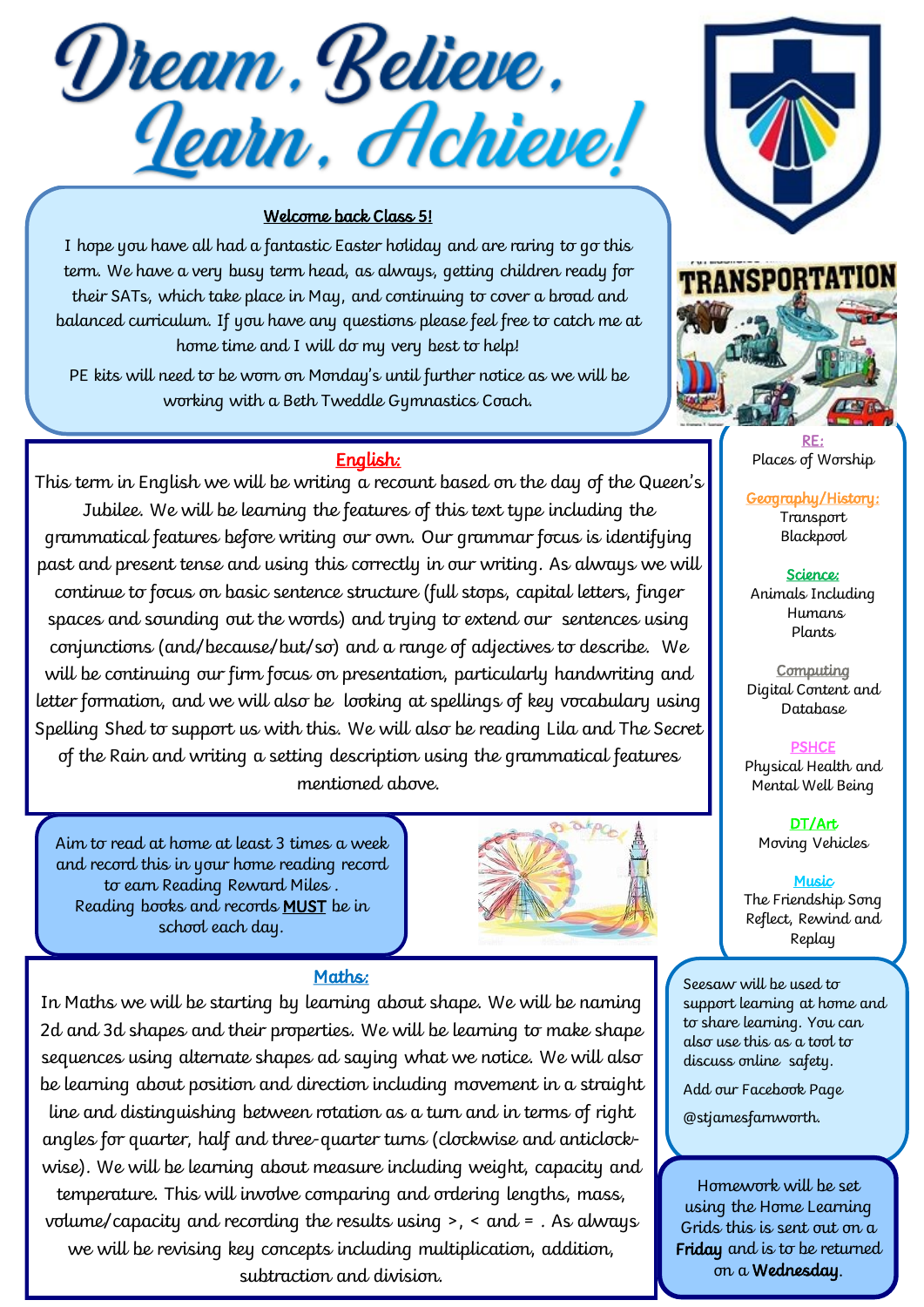# Dream, Believe, Learn, Achieve!

## Welcome back Class 5!

I hope you have all had a fantastic Easter holiday and are raring to go this term. We have a very busy term head, as always, getting children ready for their SATs, which take place in May, and continuing to cover a broad and balanced curriculum. If you have any questions please feel free to catch me at home time and I will do my very best to help!

PE kits will need to be worn on Monday's until further notice as we will be working with a Beth Tweddle Gymnastics Coach.

TRANSPORTATION

## English:

This term in English we will be writing a recount based on the day of the Queen's Jubilee. We will be learning the features of this text type including the grammatical features before writing our own. Our grammar focus is identifying past and present tense and using this correctly in our writing. As always we will continue to focus on basic sentence structure (full stops, capital letters, finger spaces and sounding out the words) and trying to extend our sentences using conjunctions (and/because/but/so) and a range of adjectives to describe. We will be continuing our firm focus on presentation, particularly handwriting and letter formation, and we will also be looking at spellings of key vocabulary using Spelling Shed to support us with this. We will also be reading Lila and The Secret of the Rain and writing a setting description using the grammatical features mentioned above.

**RE:**
Places of Worship

**Geography/History:**
Transport
Blackpool

**Science:**
Animals Including Humans
Plants

**Computing**
Digital Content and Database

**PSHCE**
Physical Health and Mental Well Being

**DT/Art**
Moving Vehicles

**Music**
The Friendship Song
Reflect, Rewind and Replay

Aim to read at home at least 3 times a week and record this in your home reading record to earn Reading Reward Miles. Reading books and records **MUST** be in school each day.

## Maths:

In Maths we will be starting by learning about shape. We will be naming 2d and 3d shapes and their properties. We will be learning to make shape sequences using alternate shapes ad saying what we notice. We will also be learning about position and direction including movement in a straight line and distinguishing between rotation as a turn and in terms of right angles for quarter, half and three-quarter turns (clockwise and anticlock-wise). We will be learning about measure including weight, capacity and temperature. This will involve comparing and ordering lengths, mass, volume/capacity and recording the results using >, < and = . As always we will be revising key concepts including multiplication, addition, subtraction and division.

Seesaw will be used to support learning at home and to share learning. You can also use this as a tool to discuss online safety.

Add our Facebook Page @stjamesfarnworth.

Homework will be set using the Home Learning Grids this is sent out on a **Friday** and is to be returned on a **Wednesday**.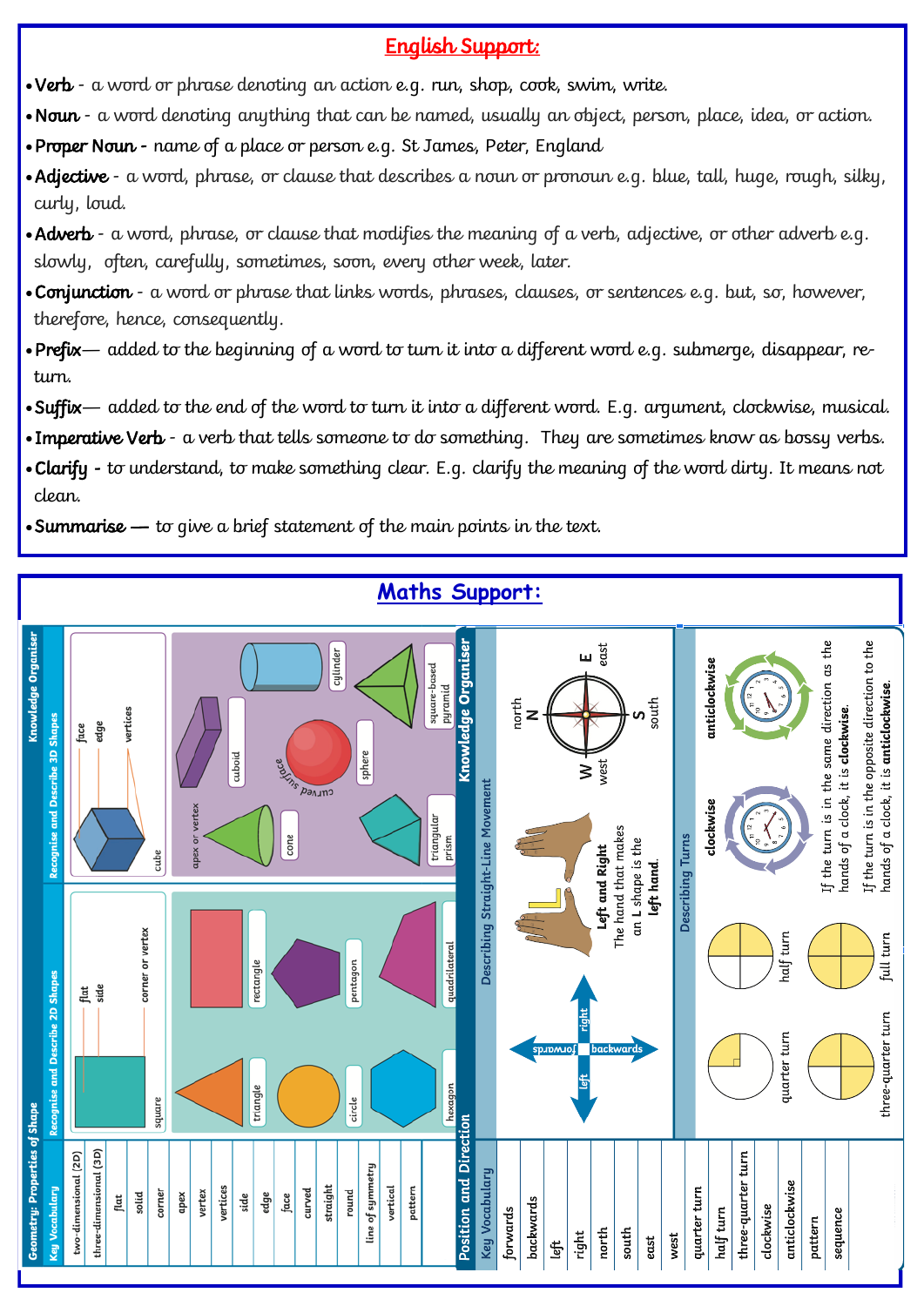# English Support:

- **Verb** - a word or phrase denoting an action e.g. run, shop, cook, swim, write.
- **Noun** - a word denoting anything that can be named, usually an object, person, place, idea, or action.
- **Proper Noun** - name of a place or person e.g. St James, Peter, England
- **Adjective** - a word, phrase, or clause that describes a noun or pronoun e.g. blue, tall, huge, rough, silky, curly, loud.
- **Adverb** - a word, phrase, or clause that modifies the meaning of a verb, adjective, or other adverb e.g. slowly, often, carefully, sometimes, soon, every other week, later.
- **Conjunction** - a word or phrase that links words, phrases, clauses, or sentences e.g. but, so, however, therefore, hence, consequently.
- **Prefix**— added to the beginning of a word to turn it into a different word e.g. submerge, disappear, re-turn.
- **Suffix**— added to the end of the word to turn it into a different word. E.g. argument, clockwise, musical.
- **Imperative Verb** - a verb that tells someone to do something. They are sometimes know as bossy verbs.
- **Clarify** - to understand, to make something clear. E.g. clarify the meaning of the word dirty. It means not clean.
- **Summarise** — to give a brief statement of the main points in the text.

# Maths Support:

## Geometry: Properties of Shape — Knowledge Organiser

**Key Vocabulary**

two-dimensional (2D), three-dimensional (3D), flat, solid, corner, apex, vertex, vertices, side, edge, face, curved, straight, round, line of symmetry, vertical, pattern

### Recognise and Describe 2D Shapes

flat, side, corner or vertex

square, triangle, rectangle, circle, pentagon, hexagon, quadrilateral

### Recognise and Describe 3D Shapes

face, edge, vertices

cube, apex or vertex, cone, cuboid, curved surface, sphere, cylinder, triangular prism, square-based pyramid

## Position and Direction — Knowledge Organiser

**Key Vocabulary**

forwards, backwards, left, right, north, south, east, west, quarter turn, half turn, three-quarter turn, clockwise, anticlockwise, pattern, sequence

### Describing Straight-Line Movement

forwards, backwards, left, right

**Left and Right**
The hand that makes an **L** shape is the **left hand**.

N north, E east, S south, W west

### Describing Turns

quarter turn, half turn, three-quarter turn, full turn

clockwise, anticlockwise

If the turn is in the same direction as the hands of a clock, it is **clockwise**.

If the turn is in the opposite direction to the hands of a clock, it is **anticlockwise**.